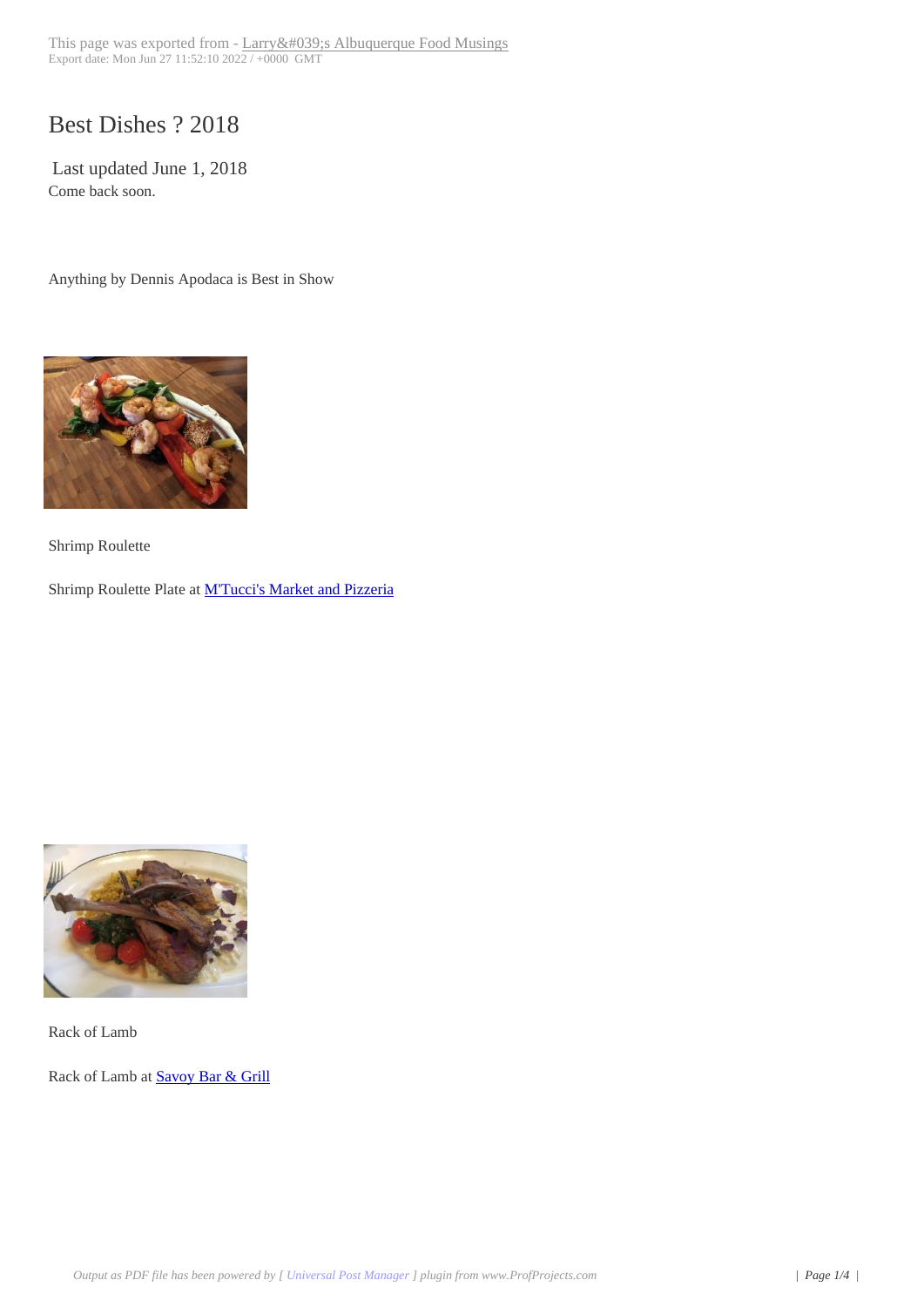# Best Dishes ? 2018

Last updated June 1, 2018

Come back soon.

Anything by Dennis Apodaca is Best in Show

Shrimp Roulette

Shrimp Roulette Plate at [M'Tucci's Market and Pizzeria]

Rack of Lamb

Rack of Lamb at [Savoy Bar & Grill]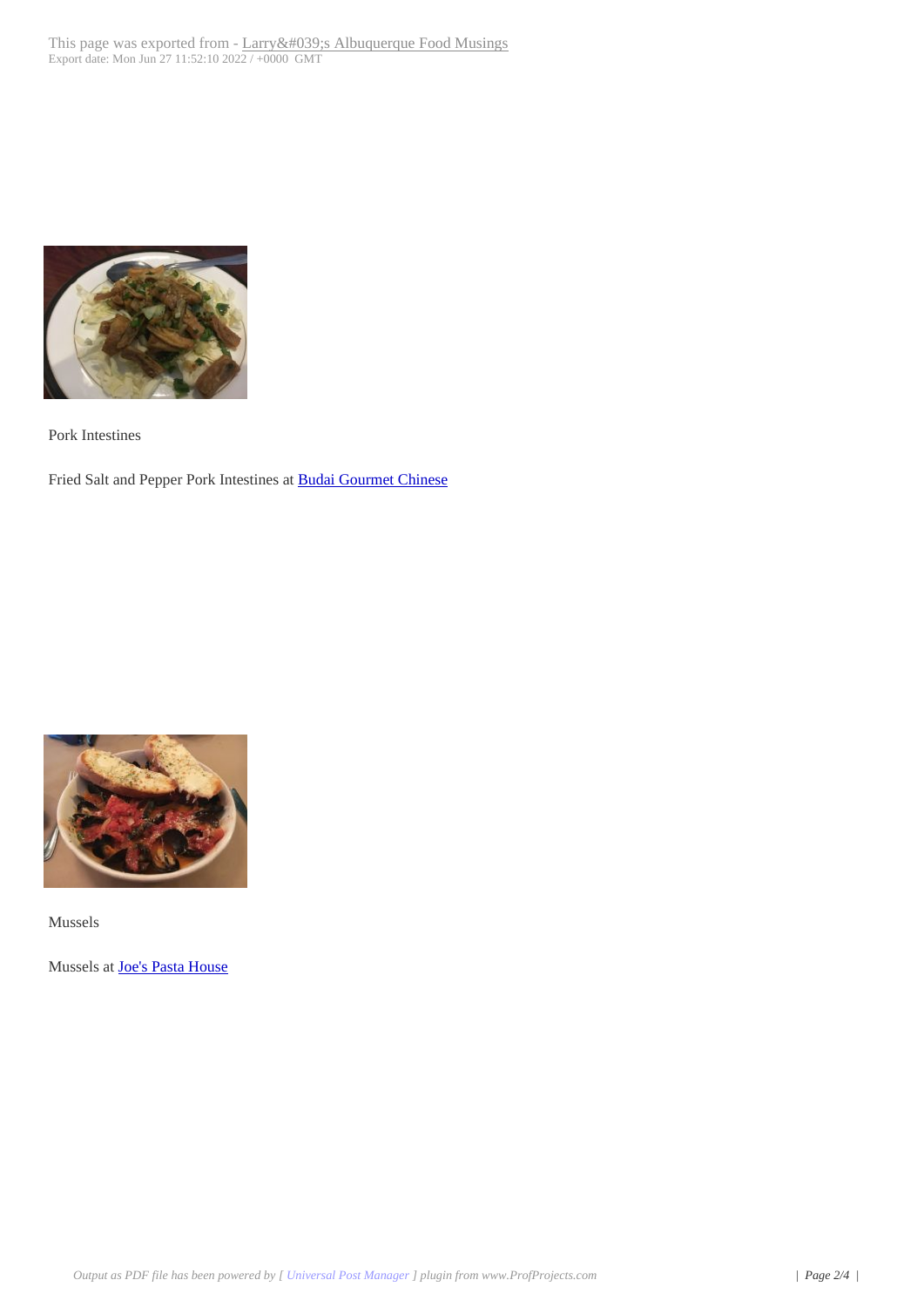Pork Intestines

Fried Salt and Pepper Pork Intestines at [Budai Gourmet Chinese]

Mussels

Mussels at [Joe's Pasta House]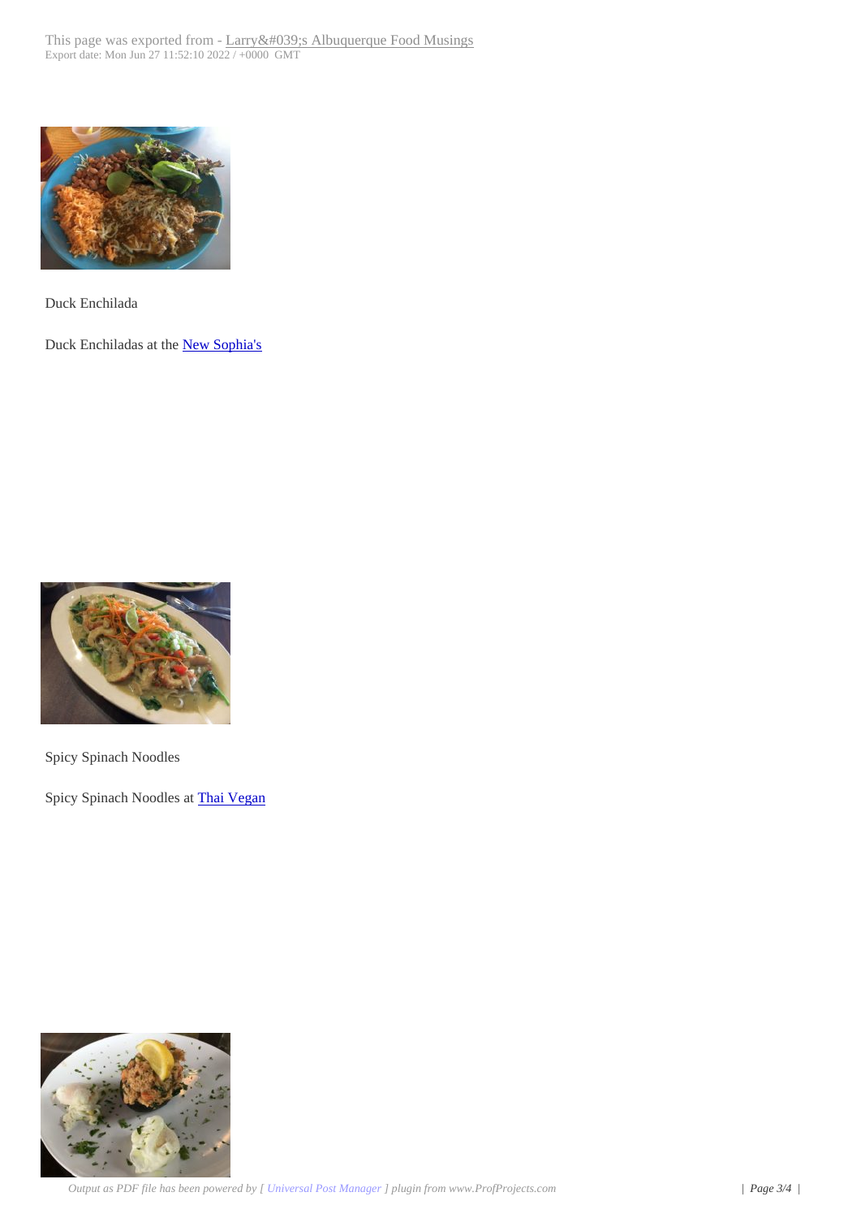Duck Enchilada

Duck Enchiladas at the New Sophia's

Spicy Spinach Noodles

Spicy Spinach Noodles at Thai Vegan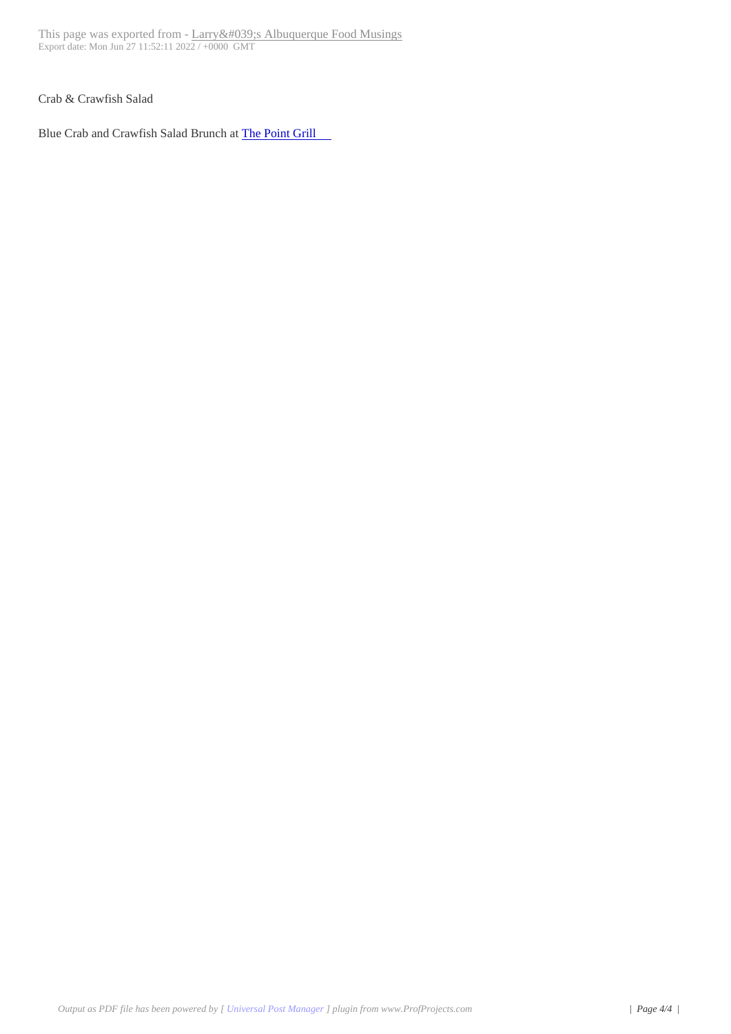Crab & Crawfish Salad

Blue Crab and Crawfish Salad Brunch at The Point Grill